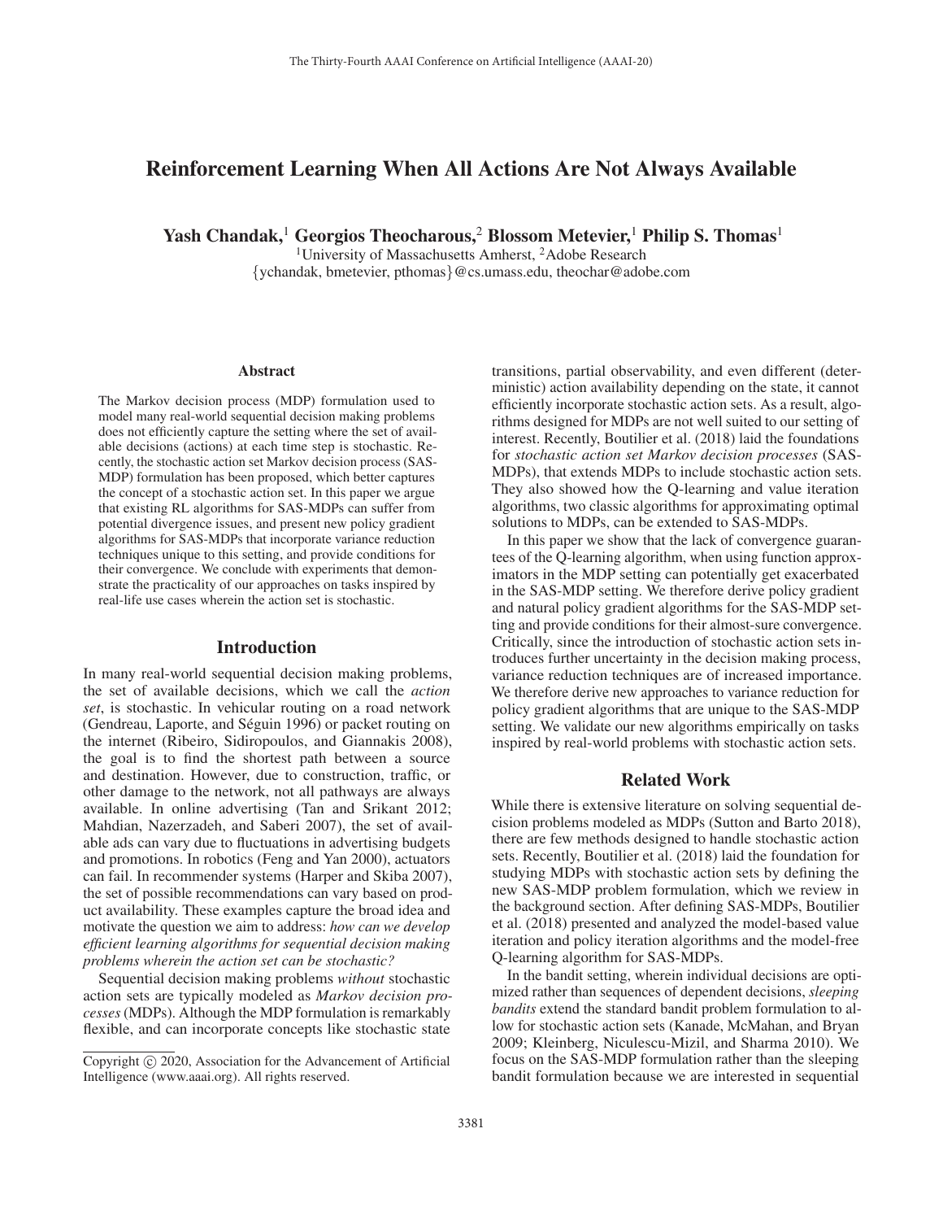# Reinforcement Learning When All Actions Are Not Always Available

**Yash Chandak,[1] Georgios Theocharous,[2] Blossom Metevier,[1] Philip S. Thomas[1]**

[1]University of Massachusetts Amherst, [2]Adobe Research

{ychandak, bmetevier, pthomas}@cs.umass.edu, theochar@adobe.com

## Abstract

The Markov decision process (MDP) formulation used to model many real-world sequential decision making problems does not efficiently capture the setting where the set of available decisions (actions) at each time step is stochastic. Recently, the stochastic action set Markov decision process (SAS-MDP) formulation has been proposed, which better captures the concept of a stochastic action set. In this paper we argue that existing RL algorithms for SAS-MDPs can suffer from potential divergence issues, and present new policy gradient algorithms for SAS-MDPs that incorporate variance reduction techniques unique to this setting, and provide conditions for their convergence. We conclude with experiments that demonstrate the practicality of our approaches on tasks inspired by real-life use cases wherein the action set is stochastic.

## Introduction

In many real-world sequential decision making problems, the set of available decisions, which we call the *action set*, is stochastic. In vehicular routing on a road network (Gendreau, Laporte, and Séguin 1996) or packet routing on the internet (Ribeiro, Sidiropoulos, and Giannakis 2008), the goal is to find the shortest path between a source and destination. However, due to construction, traffic, or other damage to the network, not all pathways are always available. In online advertising (Tan and Srikant 2012; Mahdian, Nazerzadeh, and Saberi 2007), the set of available ads can vary due to fluctuations in advertising budgets and promotions. In robotics (Feng and Yan 2000), actuators can fail. In recommender systems (Harper and Skiba 2007), the set of possible recommendations can vary based on product availability. These examples capture the broad idea and motivate the question we aim to address: *how can we develop efficient learning algorithms for sequential decision making problems wherein the action set can be stochastic?*

Sequential decision making problems *without* stochastic action sets are typically modeled as *Markov decision processes* (MDPs). Although the MDP formulation is remarkably flexible, and can incorporate concepts like stochastic state transitions, partial observability, and even different (deterministic) action availability depending on the state, it cannot efficiently incorporate stochastic action sets. As a result, algorithms designed for MDPs are not well suited to our setting of interest. Recently, Boutilier et al. (2018) laid the foundations for *stochastic action set Markov decision processes* (SAS-MDPs), that extends MDPs to include stochastic action sets. They also showed how the Q-learning and value iteration algorithms, two classic algorithms for approximating optimal solutions to MDPs, can be extended to SAS-MDPs.

In this paper we show that the lack of convergence guarantees of the Q-learning algorithm, when using function approximators in the MDP setting can potentially get exacerbated in the SAS-MDP setting. We therefore derive policy gradient and natural policy gradient algorithms for the SAS-MDP setting and provide conditions for their almost-sure convergence. Critically, since the introduction of stochastic action sets introduces further uncertainty in the decision making process, variance reduction techniques are of increased importance. We therefore derive new approaches to variance reduction for policy gradient algorithms that are unique to the SAS-MDP setting. We validate our new algorithms empirically on tasks inspired by real-world problems with stochastic action sets.

## Related Work

While there is extensive literature on solving sequential decision problems modeled as MDPs (Sutton and Barto 2018), there are few methods designed to handle stochastic action sets. Recently, Boutilier et al. (2018) laid the foundation for studying MDPs with stochastic action sets by defining the new SAS-MDP problem formulation, which we review in the background section. After defining SAS-MDPs, Boutilier et al. (2018) presented and analyzed the model-based value iteration and policy iteration algorithms and the model-free Q-learning algorithm for SAS-MDPs.

In the bandit setting, wherein individual decisions are optimized rather than sequences of dependent decisions, *sleeping bandits* extend the standard bandit problem formulation to allow for stochastic action sets (Kanade, McMahan, and Bryan 2009; Kleinberg, Niculescu-Mizil, and Sharma 2010). We focus on the SAS-MDP formulation rather than the sleeping bandit formulation because we are interested in sequential

Copyright © 2020, Association for the Advancement of Artificial Intelligence (www.aaai.org). All rights reserved.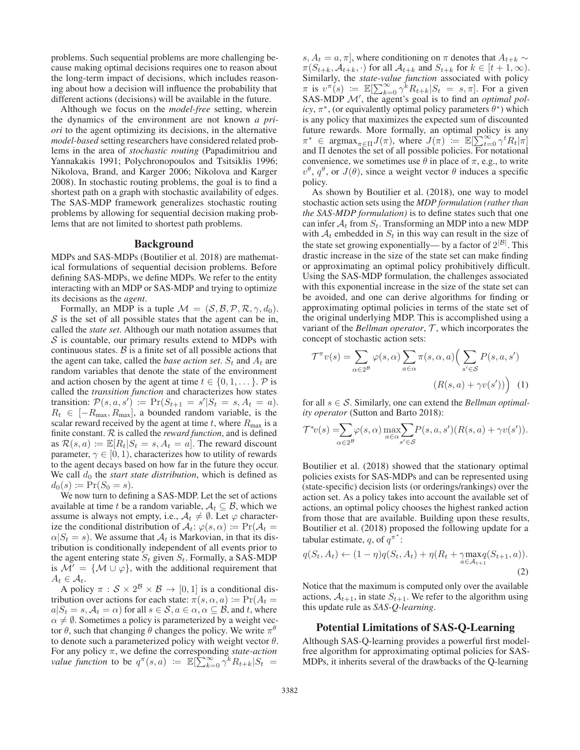problems. Such sequential problems are more challenging because making optimal decisions requires one to reason about the long-term impact of decisions, which includes reasoning about how a decision will influence the probability that different actions (decisions) will be available in the future.

Although we focus on the *model-free* setting, wherein the dynamics of the environment are not known *a priori* to the agent optimizing its decisions, in the alternative *model-based* setting researchers have considered related problems in the area of *stochastic routing* (Papadimitriou and Yannakakis 1991; Polychronopoulos and Tsitsiklis 1996; Nikolova, Brand, and Karger 2006; Nikolova and Karger 2008). In stochastic routing problems, the goal is to find a shortest path on a graph with stochastic availability of edges. The SAS-MDP framework generalizes stochastic routing problems by allowing for sequential decision making problems that are not limited to shortest path problems.

## Background

MDPs and SAS-MDPs (Boutilier et al. 2018) are mathematical formulations of sequential decision problems. Before defining SAS-MDPs, we define MDPs. We refer to the entity interacting with an MDP or SAS-MDP and trying to optimize its decisions as the *agent*.

Formally, an MDP is a tuple $\mathcal{M} = (\mathcal{S}, \mathcal{B}, \mathcal{P}, \mathcal{R}, \gamma, d_0)$. $\mathcal{S}$ is the set of all possible states that the agent can be in, called the *state set*. Although our math notation assumes that $\mathcal{S}$ is countable, our primary results extend to MDPs with continuous states. $\mathcal{B}$ is a finite set of all possible actions that the agent can take, called the *base action set*. $S_t$ and $A_t$ are random variables that denote the state of the environment and action chosen by the agent at time $t \in \{0, 1, \dots\}$. $\mathcal{P}$ is called the *transition function* and characterizes how states transition: $\mathcal{P}(s, a, s') \coloneqq \Pr(S_{t+1} = s' | S_t = s, A_t = a)$. $R_t \in [-R_{\max}, R_{\max}]$, a bounded random variable, is the scalar reward received by the agent at time $t$, where $R_{\max}$ is a finite constant. $\mathcal{R}$ is called the *reward function*, and is defined as $\mathcal{R}(s, a) \coloneqq \mathbb{E}[R_t | S_t = s, A_t = a]$. The reward discount parameter, $\gamma \in [0, 1)$, characterizes how to utility of rewards to the agent decays based on how far in the future they occur. We call $d_0$ the *start state distribution*, which is defined as $d_0(s) \coloneqq \Pr(S_0 = s)$.

We now turn to defining a SAS-MDP. Let the set of actions available at time $t$ be a random variable, $\mathcal{A}_t \subseteq \mathcal{B}$, which we assume is always not empty, i.e., $\mathcal{A}_t \neq \emptyset$. Let $\varphi$ characterize the conditional distribution of $\mathcal{A}_t$: $\varphi(s, \alpha) \coloneqq \Pr(\mathcal{A}_t = \alpha | S_t = s)$. We assume that $\mathcal{A}_t$ is Markovian, in that its distribution is conditionally independent of all events prior to the agent entering state $S_t$ given $S_t$. Formally, a SAS-MDP is $\mathcal{M}' = \{\mathcal{M} \cup \varphi\}$, with the additional requirement that $A_t \in \mathcal{A}_t$.

A policy $\pi : \mathcal{S} \times 2^{\mathcal{B}} \times \mathcal{B} \to [0, 1]$ is a conditional distribution over actions for each state: $\pi(s, \alpha, a) \coloneqq \Pr(A_t = a | S_t = s, \mathcal{A}_t = \alpha)$ for all $s \in \mathcal{S}, a \in \alpha, \alpha \subseteq \mathcal{B}$, and $t$, where $\alpha \neq \emptyset$. Sometimes a policy is parameterized by a weight vector $\theta$, such that changing $\theta$ changes the policy. We write $\pi^\theta$ to denote such a parameterized policy with weight vector $\theta$. For any policy $\pi$, we define the corresponding *state-action value function* to be $q^\pi(s, a) \coloneqq \mathbb{E}[\sum_{k=0}^{\infty} \gamma^k R_{t+k} | S_t = s, A_t = a, \pi]$, where conditioning on $\pi$ denotes that $A_{t+k} \sim \pi(S_{t+k}, \mathcal{A}_{t+k}, \cdot)$ for all $\mathcal{A}_{t+k}$ and $S_{t+k}$ for $k \in [t+1, \infty)$. Similarly, the *state-value function* associated with policy $\pi$ is $v^\pi(s) \coloneqq \mathbb{E}[\sum_{k=0}^{\infty} \gamma^k R_{t+k} | S_t = s, \pi]$. For a given SAS-MDP $\mathcal{M}'$, the agent's goal is to find an *optimal policy*, $\pi^*$, (or equivalently optimal policy parameters $\theta^*$) which is any policy that maximizes the expected sum of discounted future rewards. More formally, an optimal policy is any $\pi^* \in \operatorname{argmax}_{\pi \in \Pi} J(\pi)$, where $J(\pi) \coloneqq \mathbb{E}[\sum_{t=0}^{\infty} \gamma^t R_t | \pi]$ and $\Pi$ denotes the set of all possible policies. For notational convenience, we sometimes use $\theta$ in place of $\pi$, e.g., to write $v^\theta$, $q^\theta$, or $J(\theta)$, since a weight vector $\theta$ induces a specific policy.

As shown by Boutilier et al. (2018), one way to model stochastic action sets using the *MDP formulation (rather than the SAS-MDP formulation)* is to define states such that one can infer $\mathcal{A}_t$ from $S_t$. Transforming an MDP into a new MDP with $\mathcal{A}_t$ embedded in $S_t$ in this way can result in the size of the state set growing exponentially— by a factor of $2^{|\mathcal{B}|}$. This drastic increase in the size of the state set can make finding or approximating an optimal policy prohibitively difficult. Using the SAS-MDP formulation, the challenges associated with this exponential increase in the size of the state set can be avoided, and one can derive algorithms for finding or approximating optimal policies in terms of the state set of the original underlying MDP. This is accomplished using a variant of the *Bellman operator*, $\mathcal{T}$, which incorporates the concept of stochastic action sets:

$$\mathcal{T}^\pi v(s) = \sum_{\alpha \in 2^{\mathcal{B}}} \varphi(s, \alpha) \sum_{a \in \alpha} \pi(s, \alpha, a) \Big( \sum_{s' \in \mathcal{S}} P(s, a, s') (R(s, a) + \gamma v(s')) \Big) \quad (1)$$

for all $s \in \mathcal{S}$. Similarly, one can extend the *Bellman optimality operator* (Sutton and Barto 2018):

$$\mathcal{T}^* v(s) = \sum_{\alpha \in 2^{\mathcal{B}}} \varphi(s, \alpha) \max_{a \in \alpha} \sum_{s' \in \mathcal{S}} P(s, a, s') (R(s, a) + \gamma v(s')).$$

Boutilier et al. (2018) showed that the stationary optimal policies exists for SAS-MDPs and can be represented using (state-specific) decision lists (or orderings/rankings) over the action set. As a policy takes into account the available set of actions, an optimal policy chooses the highest ranked action from those that are available. Building upon these results, Boutilier et al. (2018) proposed the following update for a tabular estimate, $q$, of $q^{\pi^*}$:

$$q(S_t, A_t) \leftarrow (1 - \eta) q(S_t, A_t) + \eta (R_t + \gamma \max_{a \in \mathcal{A}_{t+1}} q(S_{t+1}, a)). \quad (2)$$

Notice that the maximum is computed only over the available actions, $\mathcal{A}_{t+1}$, in state $S_{t+1}$. We refer to the algorithm using this update rule as *SAS-Q-learning*.

## Potential Limitations of SAS-Q-Learning

Although SAS-Q-learning provides a powerful first model-free algorithm for approximating optimal policies for SAS-MDPs, it inherits several of the drawbacks of the Q-learning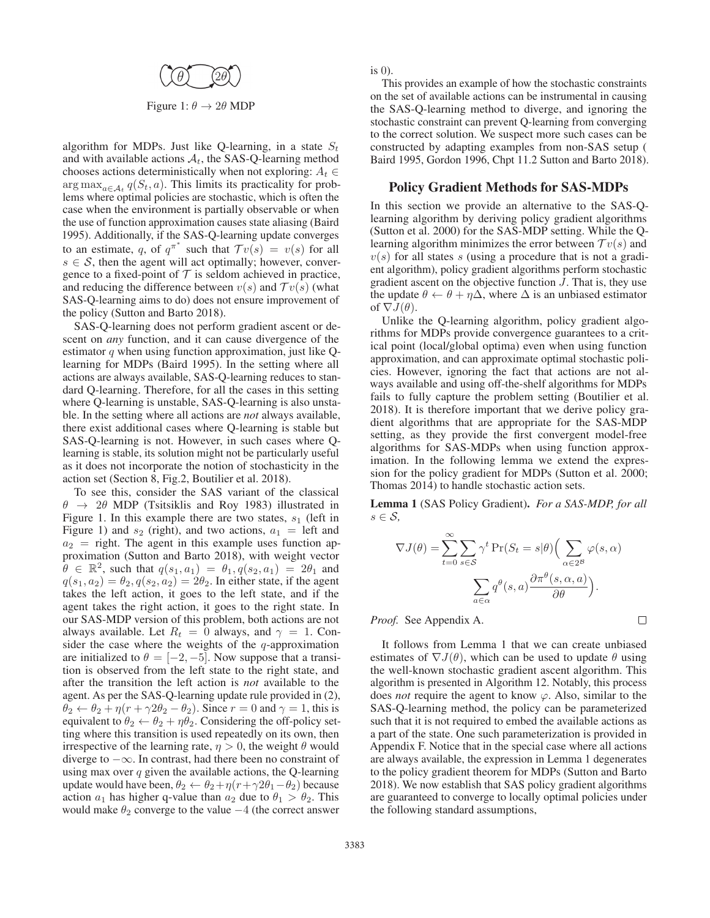Figure 1: $\theta \rightarrow 2\theta$ MDP

algorithm for MDPs. Just like Q-learning, in a state $S_t$ and with available actions $\mathcal{A}_t$, the SAS-Q-learning method chooses actions deterministically when not exploring: $A_t \in \arg\max_{a \in \mathcal{A}_t} q(S_t, a)$. This limits its practicality for problems where optimal policies are stochastic, which is often the case when the environment is partially observable or when the use of function approximation causes state aliasing (Baird 1995). Additionally, if the SAS-Q-learning update converges to an estimate, $q$, of $q^{\pi^*}$ such that $\mathcal{T}v(s) = v(s)$ for all $s \in \mathcal{S}$, then the agent will act optimally; however, convergence to a fixed-point of $\mathcal{T}$ is seldom achieved in practice, and reducing the difference between $v(s)$ and $\mathcal{T}v(s)$ (what SAS-Q-learning aims to do) does not ensure improvement of the policy (Sutton and Barto 2018).

SAS-Q-learning does not perform gradient ascent or descent on *any* function, and it can cause divergence of the estimator $q$ when using function approximation, just like Q-learning for MDPs (Baird 1995). In the setting where all actions are always available, SAS-Q-learning reduces to standard Q-learning. Therefore, for all the cases in this setting where Q-learning is unstable, SAS-Q-learning is also unstable. In the setting where all actions are *not* always available, there exist additional cases where Q-learning is stable but SAS-Q-learning is not. However, in such cases where Q-learning is stable, its solution might not be particularly useful as it does not incorporate the notion of stochasticity in the action set (Section 8, Fig.2, Boutilier et al. 2018).

To see this, consider the SAS variant of the classical $\theta \rightarrow 2\theta$ MDP (Tsitsiklis and Roy 1983) illustrated in Figure 1. In this example there are two states, $s_1$ (left in Figure 1) and $s_2$ (right), and two actions, $a_1$ = left and $a_2$ = right. The agent in this example uses function approximation (Sutton and Barto 2018), with weight vector $\theta \in \mathbb{R}^2$, such that $q(s_1, a_1) = \theta_1, q(s_2, a_1) = 2\theta_1$ and $q(s_1, a_2) = \theta_2, q(s_2, a_2) = 2\theta_2$. In either state, if the agent takes the left action, it goes to the left state, and if the agent takes the right action, it goes to the right state. In our SAS-MDP version of this problem, both actions are not always available. Let $R_t = 0$ always, and $\gamma = 1$. Consider the case where the weights of the $q$-approximation are initialized to $\theta = [-2, -5]$. Now suppose that a transition is observed from the left state to the right state, and after the transition the left action is *not* available to the agent. As per the SAS-Q-learning update rule provided in (2), $\theta_2 \leftarrow \theta_2 + \eta(r + \gamma 2\theta_2 - \theta_2)$. Since $r = 0$ and $\gamma = 1$, this is equivalent to $\theta_2 \leftarrow \theta_2 + \eta\theta_2$. Considering the off-policy setting where this transition is used repeatedly on its own, then irrespective of the learning rate, $\eta > 0$, the weight $\theta$ would diverge to $-\infty$. In contrast, had there been no constraint of using max over $q$ given the available actions, the Q-learning update would have been, $\theta_2 \leftarrow \theta_2 + \eta(r + \gamma 2\theta_1 - \theta_2)$ because action $a_1$ has higher q-value than $a_2$ due to $\theta_1 > \theta_2$. This would make $\theta_2$ converge to the value $-4$ (the correct answer is 0).

This provides an example of how the stochastic constraints on the set of available actions can be instrumental in causing the SAS-Q-learning method to diverge, and ignoring the stochastic constraint can prevent Q-learning from converging to the correct solution. We suspect more such cases can be constructed by adapting examples from non-SAS setup ( Baird 1995, Gordon 1996, Chpt 11.2 Sutton and Barto 2018).

## Policy Gradient Methods for SAS-MDPs

In this section we provide an alternative to the SAS-Q-learning algorithm by deriving policy gradient algorithms (Sutton et al. 2000) for the SAS-MDP setting. While the Q-learning algorithm minimizes the error between $\mathcal{T}v(s)$ and $v(s)$ for all states $s$ (using a procedure that is not a gradient algorithm), policy gradient algorithms perform stochastic gradient ascent on the objective function $J$. That is, they use the update $\theta \leftarrow \theta + \eta\Delta$, where $\Delta$ is an unbiased estimator of $\nabla J(\theta)$.

Unlike the Q-learning algorithm, policy gradient algorithms for MDPs provide convergence guarantees to a critical point (local/global optima) even when using function approximation, and can approximate optimal stochastic policies. However, ignoring the fact that actions are not always available and using off-the-shelf algorithms for MDPs fails to fully capture the problem setting (Boutilier et al. 2018). It is therefore important that we derive policy gradient algorithms that are appropriate for the SAS-MDP setting, as they provide the first convergent model-free algorithms for SAS-MDPs when using function approximation. In the following lemma we extend the expression for the policy gradient for MDPs (Sutton et al. 2000; Thomas 2014) to handle stochastic action sets.

**Lemma 1** (SAS Policy Gradient). *For a SAS-MDP, for all* $s \in \mathcal{S}$,

$$\nabla J(\theta) = \sum_{t=0}^{\infty} \sum_{s \in \mathcal{S}} \gamma^t \Pr(S_t = s | \theta) \Big( \sum_{\alpha \in 2^{\mathcal{B}}} \varphi(s, \alpha) \sum_{a \in \alpha} q^\theta(s, a) \frac{\partial \pi^\theta(s, \alpha, a)}{\partial \theta} \Big).$$

*Proof.* See Appendix A. □

It follows from Lemma 1 that we can create unbiased estimates of $\nabla J(\theta)$, which can be used to update $\theta$ using the well-known stochastic gradient ascent algorithm. This algorithm is presented in Algorithm 12. Notably, this process does *not* require the agent to know $\varphi$. Also, similar to the SAS-Q-learning method, the policy can be parameterized such that it is not required to embed the available actions as a part of the state. One such parameterization is provided in Appendix F. Notice that in the special case where all actions are always available, the expression in Lemma 1 degenerates to the policy gradient theorem for MDPs (Sutton and Barto 2018). We now establish that SAS policy gradient algorithms are guaranteed to converge to locally optimal policies under the following standard assumptions,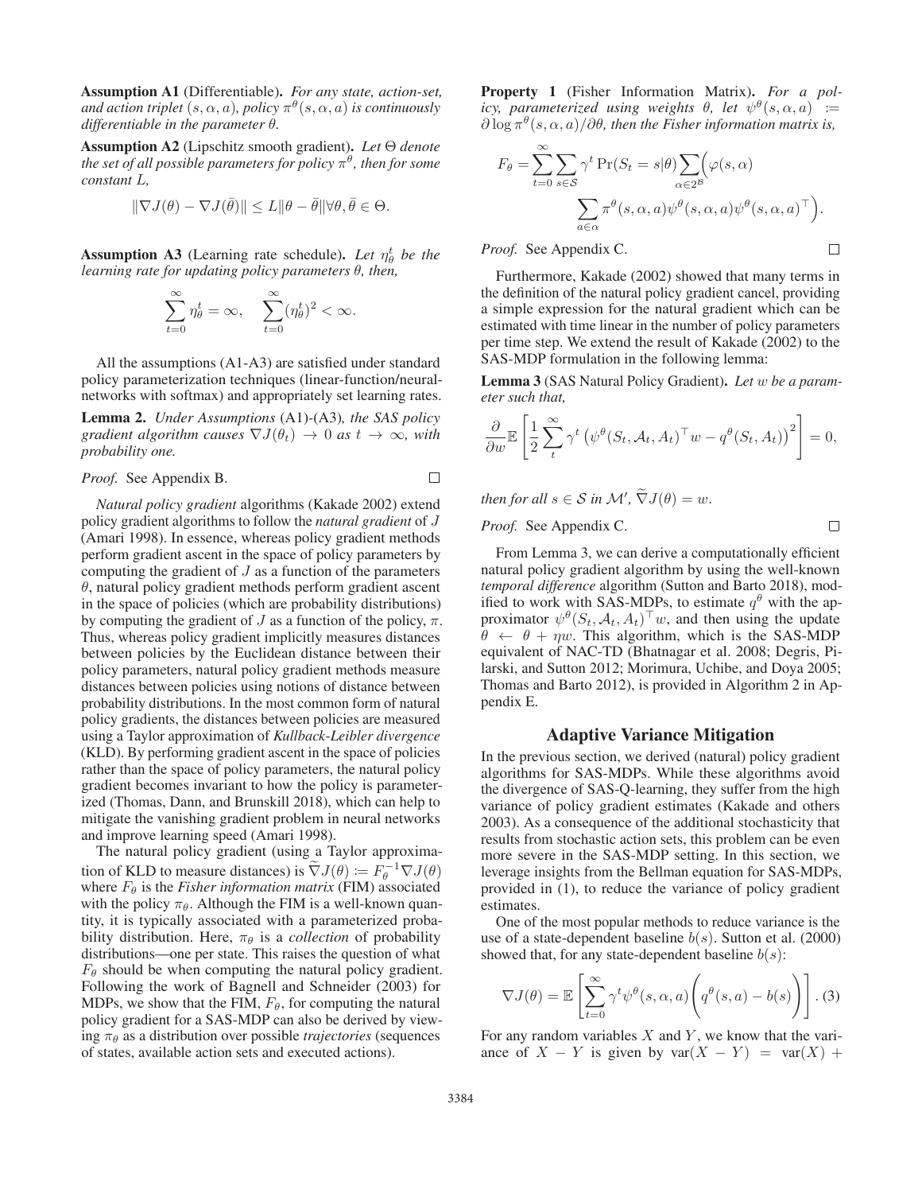**Assumption A1** (Differentiable). *For any state, action-set, and action triplet $(s, \alpha, a)$, policy $\pi^\theta(s, \alpha, a)$ is continuously differentiable in the parameter $\theta$.*

**Assumption A2** (Lipschitz smooth gradient). *Let $\Theta$ denote the set of all possible parameters for policy $\pi^\theta$, then for some constant $L$,*

$$\|\nabla J(\theta) - \nabla J(\bar{\theta})\| \leq L\|\theta - \bar{\theta}\| \forall \theta, \bar{\theta} \in \Theta.$$

**Assumption A3** (Learning rate schedule). *Let $\eta_\theta^t$ be the learning rate for updating policy parameters $\theta$, then,*

$$\sum_{t=0}^{\infty} \eta_\theta^t = \infty, \quad \sum_{t=0}^{\infty} (\eta_\theta^t)^2 < \infty.$$

All the assumptions (A1-A3) are satisfied under standard policy parameterization techniques (linear-function/neural-networks with softmax) and appropriately set learning rates.

**Lemma 2.** *Under Assumptions* (A1)-(A3)*, the SAS policy gradient algorithm causes $\nabla J(\theta_t) \to 0$ as $t \to \infty$, with probability one.*

*Proof.* See Appendix B. □

*Natural policy gradient* algorithms (Kakade 2002) extend policy gradient algorithms to follow the *natural gradient* of $J$ (Amari 1998). In essence, whereas policy gradient methods perform gradient ascent in the space of policy parameters by computing the gradient of $J$ as a function of the parameters $\theta$, natural policy gradient methods perform gradient ascent in the space of policies (which are probability distributions) by computing the gradient of $J$ as a function of the policy, $\pi$. Thus, whereas policy gradient implicitly measures distances between policies by the Euclidean distance between their policy parameters, natural policy gradient methods measure distances between policies using notions of distance between probability distributions. In the most common form of natural policy gradients, the distances between policies are measured using a Taylor approximation of *Kullback-Leibler divergence* (KLD). By performing gradient ascent in the space of policies rather than the space of policy parameters, the natural policy gradient becomes invariant to how the policy is parameterized (Thomas, Dann, and Brunskill 2018), which can help to mitigate the vanishing gradient problem in neural networks and improve learning speed (Amari 1998).

The natural policy gradient (using a Taylor approximation of KLD to measure distances) is $\widetilde{\nabla} J(\theta) := F_\theta^{-1} \nabla J(\theta)$ where $F_\theta$ is the *Fisher information matrix* (FIM) associated with the policy $\pi_\theta$. Although the FIM is a well-known quantity, it is typically associated with a parameterized probability distribution. Here, $\pi_\theta$ is a *collection* of probability distributions—one per state. This raises the question of what $F_\theta$ should be when computing the natural policy gradient. Following the work of Bagnell and Schneider (2003) for MDPs, we show that the FIM, $F_\theta$, for computing the natural policy gradient for a SAS-MDP can also be derived by viewing $\pi_\theta$ as a distribution over possible *trajectories* (sequences of states, available action sets and executed actions).

**Property 1** (Fisher Information Matrix). *For a policy, parameterized using weights $\theta$, let $\psi^\theta(s, \alpha, a) := \partial \log \pi^\theta(s, \alpha, a)/\partial \theta$, then the Fisher information matrix is,*

$$F_\theta = \sum_{t=0}^{\infty} \sum_{s \in \mathcal{S}} \gamma^t \Pr(S_t = s|\theta) \sum_{\alpha \in 2^{\mathcal{B}}} \Big( \varphi(s, \alpha) \sum_{a \in \alpha} \pi^\theta(s, \alpha, a) \psi^\theta(s, \alpha, a) \psi^\theta(s, \alpha, a)^\top \Big).$$

*Proof.* See Appendix C. □

Furthermore, Kakade (2002) showed that many terms in the definition of the natural policy gradient cancel, providing a simple expression for the natural gradient which can be estimated with time linear in the number of policy parameters per time step. We extend the result of Kakade (2002) to the SAS-MDP formulation in the following lemma:

**Lemma 3** (SAS Natural Policy Gradient). *Let $w$ be a parameter such that,*

$$\frac{\partial}{\partial w} \mathbb{E}\left[ \frac{1}{2} \sum_{t}^{\infty} \gamma^t \left( \psi^\theta(S_t, \mathcal{A}_t, A_t)^\top w - q^\theta(S_t, A_t) \right)^2 \right] = 0,$$

*then for all $s \in \mathcal{S}$ in $\mathcal{M}'$, $\widetilde{\nabla} J(\theta) = w$.*

*Proof.* See Appendix C. □

From Lemma 3, we can derive a computationally efficient natural policy gradient algorithm by using the well-known *temporal difference* algorithm (Sutton and Barto 2018), modified to work with SAS-MDPs, to estimate $q^\theta$ with the approximator $\psi^\theta(S_t, \mathcal{A}_t, A_t)^\top w$, and then using the update $\theta \leftarrow \theta + \eta w$. This algorithm, which is the SAS-MDP equivalent of NAC-TD (Bhatnagar et al. 2008; Degris, Pilarski, and Sutton 2012; Morimura, Uchibe, and Doya 2005; Thomas and Barto 2012), is provided in Algorithm 2 in Appendix E.

## Adaptive Variance Mitigation

In the previous section, we derived (natural) policy gradient algorithms for SAS-MDPs. While these algorithms avoid the divergence of SAS-Q-learning, they suffer from the high variance of policy gradient estimates (Kakade and others 2003). As a consequence of the additional stochasticity that results from stochastic action sets, this problem can be even more severe in the SAS-MDP setting. In this section, we leverage insights from the Bellman equation for SAS-MDPs, provided in (1), to reduce the variance of policy gradient estimates.

One of the most popular methods to reduce variance is the use of a state-dependent baseline $b(s)$. Sutton et al. (2000) showed that, for any state-dependent baseline $b(s)$:

$$\nabla J(\theta) = \mathbb{E}\left[ \sum_{t=0}^{\infty} \gamma^t \psi^\theta(s, \alpha, a) \bigg( q^\theta(s, a) - b(s) \bigg) \right]. \quad (3)$$

For any random variables $X$ and $Y$, we know that the variance of $X - Y$ is given by $\text{var}(X - Y) = \text{var}(X) +$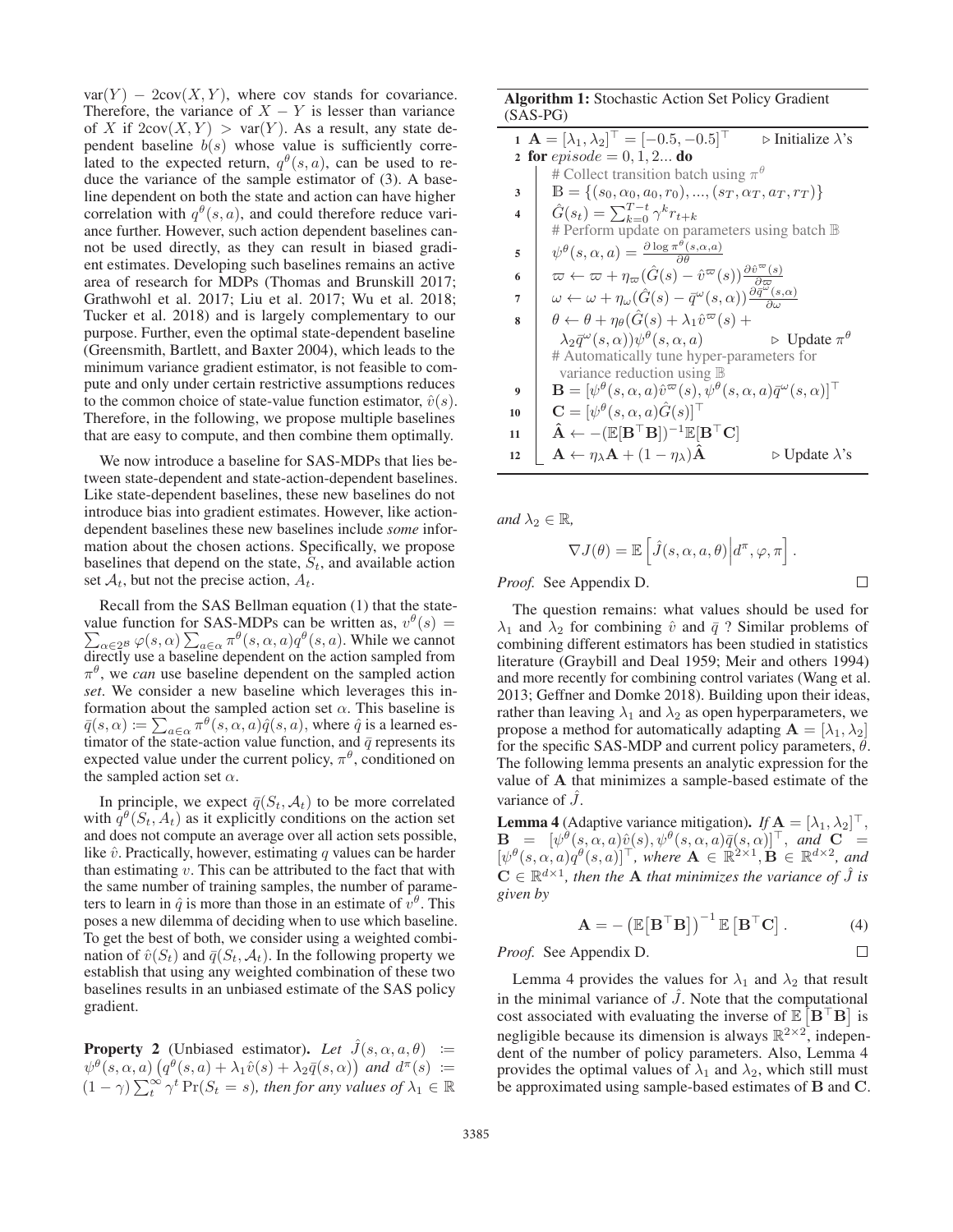$\text{var}(Y) - 2\text{cov}(X, Y)$, where cov stands for covariance. Therefore, the variance of $X - Y$ is lesser than variance of $X$ if $2\text{cov}(X, Y) > \text{var}(Y)$. As a result, any state dependent baseline $b(s)$ whose value is sufficiently correlated to the expected return, $q^\theta(s, a)$, can be used to reduce the variance of the sample estimator of (3). A baseline dependent on both the state and action can have higher correlation with $q^\theta(s, a)$, and could therefore reduce variance further. However, such action dependent baselines cannot be used directly, as they can result in biased gradient estimates. Developing such baselines remains an active area of research for MDPs (Thomas and Brunskill 2017; Grathwohl et al. 2017; Liu et al. 2017; Wu et al. 2018; Tucker et al. 2018) and is largely complementary to our purpose. Further, even the optimal state-dependent baseline (Greensmith, Bartlett, and Baxter 2004), which leads to the minimum variance gradient estimator, is not feasible to compute and only under certain restrictive assumptions reduces to the common choice of state-value function estimator, $\hat{v}(s)$. Therefore, in the following, we propose multiple baselines that are easy to compute, and then combine them optimally.

We now introduce a baseline for SAS-MDPs that lies between state-dependent and state-action-dependent baselines. Like state-dependent baselines, these new baselines do not introduce bias into gradient estimates. However, like action-dependent baselines these new baselines include *some* information about the chosen actions. Specifically, we propose baselines that depend on the state, $S_t$, and available action set $\mathcal{A}_t$, but not the precise action, $A_t$.

Recall from the SAS Bellman equation (1) that the state-value function for SAS-MDPs can be written as, $v^\theta(s) = \sum_{\alpha \in 2^\mathcal{B}} \varphi(s, \alpha) \sum_{a \in \alpha} \pi^\theta(s, \alpha, a) q^\theta(s, a)$. While we cannot directly use a baseline dependent on the action sampled from $\pi^\theta$, we *can* use baseline dependent on the sampled action *set*. We consider a new baseline which leverages this information about the sampled action set $\alpha$. This baseline is $\bar{q}(s, \alpha) := \sum_{a \in \alpha} \pi^\theta(s, \alpha, a) \hat{q}(s, a)$, where $\hat{q}$ is a learned estimator of the state-action value function, and $\bar{q}$ represents its expected value under the current policy, $\pi^\theta$, conditioned on the sampled action set $\alpha$.

In principle, we expect $\bar{q}(S_t, \mathcal{A}_t)$ to be more correlated with $q^\theta(S_t, A_t)$ as it explicitly conditions on the action set and does not compute an average over all action sets possible, like $\hat{v}$. Practically, however, estimating $q$ values can be harder than estimating $v$. This can be attributed to the fact that with the same number of training samples, the number of parameters to learn in $\hat{q}$ is more than those in an estimate of $v^\theta$. This poses a new dilemma of deciding when to use which baseline. To get the best of both, we consider using a weighted combination of $\hat{v}(S_t)$ and $\bar{q}(S_t, \mathcal{A}_t)$. In the following property we establish that using any weighted combination of these two baselines results in an unbiased estimate of the SAS policy gradient.

**Property 2** (Unbiased estimator). *Let* $\hat{J}(s, \alpha, a, \theta) := \psi^\theta(s, \alpha, a)\left(q^\theta(s, a) + \lambda_1 \hat{v}(s) + \lambda_2 \bar{q}(s, \alpha)\right)$ *and* $d^\pi(s) := (1 - \gamma) \sum_t^\infty \gamma^t \Pr(S_t = s)$*, then for any values of* $\lambda_1 \in \mathbb{R}$ *and* $\lambda_2 \in \mathbb{R}$,

$$\nabla J(\theta) = \mathbb{E}\left[\hat{J}(s, \alpha, a, \theta) \middle| d^\pi, \varphi, \pi\right].$$

*Proof.* See Appendix D. ∎

**Algorithm 1:** Stochastic Action Set Policy Gradient (SAS-PG)

```
1  A = [λ1, λ2]^⊤ = [−0.5, −0.5]^⊤                         ▷ Initialize λ's
2  for episode = 0, 1, 2... do
       # Collect transition batch using π^θ
3      𝔹 = {(s0, α0, a0, r0), ..., (sT, αT, aT, rT)}
4      Ĝ(s_t) = Σ_{k=0}^{T−t} γ^k r_{t+k}
       # Perform update on parameters using batch 𝔹
5      ψ^θ(s, α, a) = ∂ log π^θ(s, α, a) / ∂θ
6      ϖ ← ϖ + η_ϖ (Ĝ(s) − v̂^ϖ(s)) ∂v̂^ϖ(s)/∂ϖ
7      ω ← ω + η_ω (Ĝ(s) − q̄^ω(s, α)) ∂q̄^ω(s, α)/∂ω
8      θ ← θ + η_θ (Ĝ(s) + λ1 v̂^ϖ(s) +
           λ2 q̄^ω(s, α)) ψ^θ(s, α, a)                     ▷ Update π^θ
       # Automatically tune hyper-parameters for
         variance reduction using 𝔹
9      B = [ψ^θ(s, α, a) v̂^ϖ(s), ψ^θ(s, α, a) q̄^ω(s, α)]^⊤
10     C = [ψ^θ(s, α, a) Ĝ(s)]^⊤
11     Â ← −(𝔼[B^⊤B])^{−1} 𝔼[B^⊤C]
12     A ← η_λ A + (1 − η_λ) Â                              ▷ Update λ's
```

The question remains: what values should be used for $\lambda_1$ and $\lambda_2$ for combining $\hat{v}$ and $\bar{q}$ ? Similar problems of combining different estimators has been studied in statistics literature (Graybill and Deal 1959; Meir and others 1994) and more recently for combining control variates (Wang et al. 2013; Geffner and Domke 2018). Building upon their ideas, rather than leaving $\lambda_1$ and $\lambda_2$ as open hyperparameters, we propose a method for automatically adapting $\mathbf{A} = [\lambda_1, \lambda_2]$ for the specific SAS-MDP and current policy parameters, $\theta$. The following lemma presents an analytic expression for the value of $\mathbf{A}$ that minimizes a sample-based estimate of the variance of $\hat{J}$.

**Lemma 4** (Adaptive variance mitigation). *If* $\mathbf{A} = [\lambda_1, \lambda_2]^\top$, $\mathbf{B} = [\psi^\theta(s, \alpha, a)\hat{v}(s), \psi^\theta(s, \alpha, a)\bar{q}(s, \alpha)]^\top$, *and* $\mathbf{C} = [\psi^\theta(s, \alpha, a) q^\theta(s, a)]^\top$*, where* $\mathbf{A} \in \mathbb{R}^{2\times 1}, \mathbf{B} \in \mathbb{R}^{d \times 2}$*, and* $\mathbf{C} \in \mathbb{R}^{d \times 1}$*, then the* $\mathbf{A}$ *that minimizes the variance of* $\hat{J}$ *is given by*

$$\mathbf{A} = -\left(\mathbb{E}\left[\mathbf{B}^\top \mathbf{B}\right]\right)^{-1} \mathbb{E}\left[\mathbf{B}^\top \mathbf{C}\right]. \tag{4}$$

*Proof.* See Appendix D. ∎

Lemma 4 provides the values for $\lambda_1$ and $\lambda_2$ that result in the minimal variance of $\hat{J}$. Note that the computational cost associated with evaluating the inverse of $\mathbb{E}\left[\mathbf{B}^\top \mathbf{B}\right]$ is negligible because its dimension is always $\mathbb{R}^{2\times 2}$, independent of the number of policy parameters. Also, Lemma 4 provides the optimal values of $\lambda_1$ and $\lambda_2$, which still must be approximated using sample-based estimates of $\mathbf{B}$ and $\mathbf{C}$.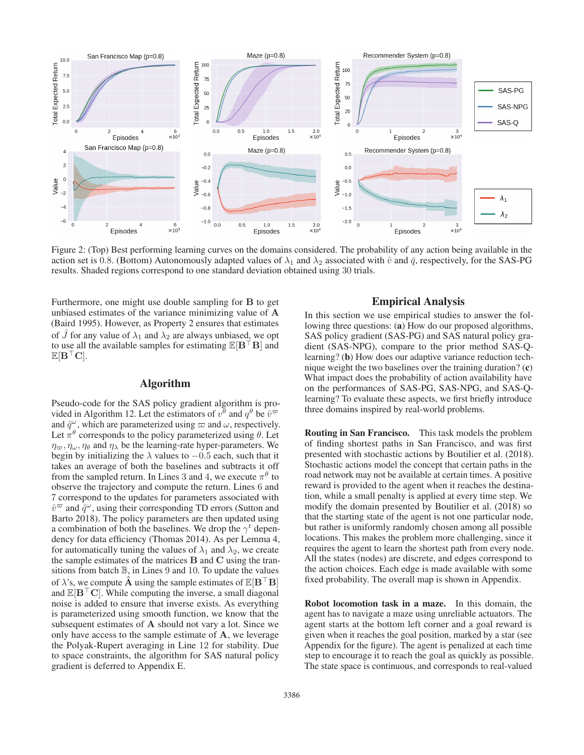Figure 2: (Top) Best performing learning curves on the domains considered. The probability of any action being available in the action set is 0.8. (Bottom) Autonomously adapted values of $\lambda_1$ and $\lambda_2$ associated with $\hat{v}$ and $\bar{q}$, respectively, for the SAS-PG results. Shaded regions correspond to one standard deviation obtained using 30 trials.

Furthermore, one might use double sampling for $\mathbf{B}$ to get unbiased estimates of the variance minimizing value of $\mathbf{A}$ (Baird 1995). However, as Property 2 ensures that estimates of $\hat{J}$ for any value of $\lambda_1$ and $\lambda_2$ are always unbiased, we opt to use all the available samples for estimating $\mathbb{E}[\mathbf{B}^\top \mathbf{B}]$ and $\mathbb{E}[\mathbf{B}^\top \mathbf{C}]$.

## Algorithm

Pseudo-code for the SAS policy gradient algorithm is provided in Algorithm 12. Let the estimators of $v^\theta$ and $q^\theta$ be $\hat{v}^\varpi$ and $\hat{q}^\omega$, which are parameterized using $\varpi$ and $\omega$, respectively. Let $\pi^\theta$ corresponds to the policy parameterized using $\theta$. Let $\eta_\varpi, \eta_\omega, \eta_\theta$ and $\eta_\lambda$ be the learning-rate hyper-parameters. We begin by initializing the $\lambda$ values to $-0.5$ each, such that it takes an average of both the baselines and subtracts it off from the sampled return. In Lines 3 and 4, we execute $\pi^\theta$ to observe the trajectory and compute the return. Lines 6 and 7 correspond to the updates for parameters associated with $\hat{v}^\varpi$ and $\hat{q}^\omega$, using their corresponding TD errors (Sutton and Barto 2018). The policy parameters are then updated using a combination of both the baselines. We drop the $\gamma^t$ dependency for data efficiency (Thomas 2014). As per Lemma 4, for automatically tuning the values of $\lambda_1$ and $\lambda_2$, we create the sample estimates of the matrices $\mathbf{B}$ and $\mathbf{C}$ using the transitions from batch $\mathbb{B}$, in Lines 9 and 10. To update the values of $\lambda$'s, we compute $\hat{\mathbf{A}}$ using the sample estimates of $\mathbb{E}[\mathbf{B}^\top \mathbf{B}]$ and $\mathbb{E}[\mathbf{B}^\top \mathbf{C}]$. While computing the inverse, a small diagonal noise is added to ensure that inverse exists. As everything is parameterized using smooth function, we know that the subsequent estimates of $\mathbf{A}$ should not vary a lot. Since we only have access to the sample estimate of $\mathbf{A}$, we leverage the Polyak-Rupert averaging in Line 12 for stability. Due to space constraints, the algorithm for SAS natural policy gradient is deferred to Appendix E.

## Empirical Analysis

In this section we use empirical studies to answer the following three questions: (**a**) How do our proposed algorithms, SAS policy gradient (SAS-PG) and SAS natural policy gradient (SAS-NPG), compare to the prior method SAS-Q-learning? (**b**) How does our adaptive variance reduction technique weight the two baselines over the training duration? (**c**) What impact does the probability of action availability have on the performances of SAS-PG, SAS-NPG, and SAS-Q-learning? To evaluate these aspects, we first briefly introduce three domains inspired by real-world problems.

**Routing in San Francisco.** This task models the problem of finding shortest paths in San Francisco, and was first presented with stochastic actions by Boutilier et al. (2018). Stochastic actions model the concept that certain paths in the road network may not be available at certain times. A positive reward is provided to the agent when it reaches the destination, while a small penalty is applied at every time step. We modify the domain presented by Boutilier et al. (2018) so that the starting state of the agent is not one particular node, but rather is uniformly randomly chosen among all possible locations. This makes the problem more challenging, since it requires the agent to learn the shortest path from every node. All the states (nodes) are discrete, and edges correspond to the action choices. Each edge is made available with some fixed probability. The overall map is shown in Appendix.

**Robot locomotion task in a maze.** In this domain, the agent has to navigate a maze using unreliable actuators. The agent starts at the bottom left corner and a goal reward is given when it reaches the goal position, marked by a star (see Appendix for the figure). The agent is penalized at each time step to encourage it to reach the goal as quickly as possible. The state space is continuous, and corresponds to real-valued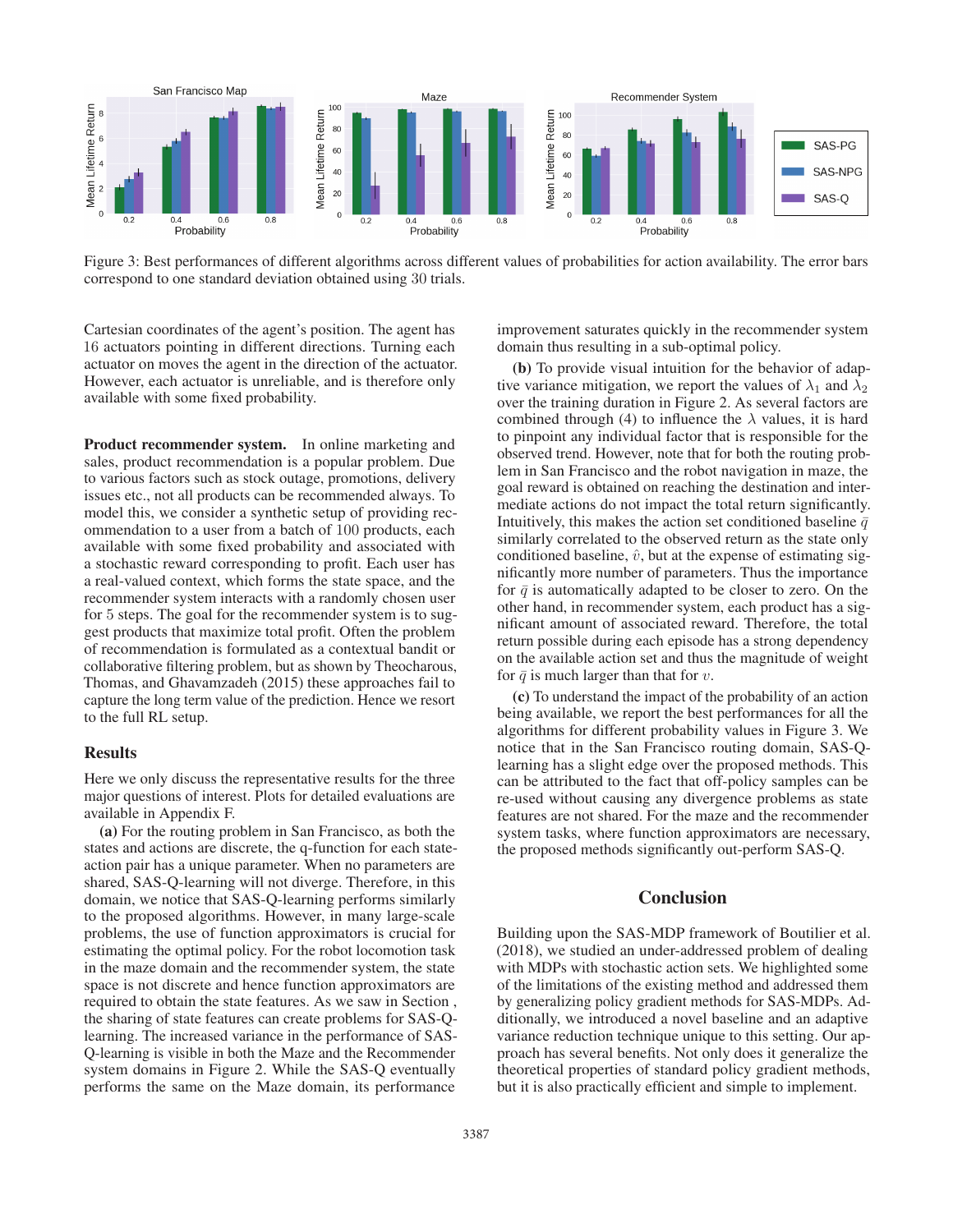Figure 3: Best performances of different algorithms across different values of probabilities for action availability. The error bars correspond to one standard deviation obtained using 30 trials.

Cartesian coordinates of the agent's position. The agent has 16 actuators pointing in different directions. Turning each actuator on moves the agent in the direction of the actuator. However, each actuator is unreliable, and is therefore only available with some fixed probability.

**Product recommender system.** In online marketing and sales, product recommendation is a popular problem. Due to various factors such as stock outage, promotions, delivery issues etc., not all products can be recommended always. To model this, we consider a synthetic setup of providing recommendation to a user from a batch of 100 products, each available with some fixed probability and associated with a stochastic reward corresponding to profit. Each user has a real-valued context, which forms the state space, and the recommender system interacts with a randomly chosen user for 5 steps. The goal for the recommender system is to suggest products that maximize total profit. Often the problem of recommendation is formulated as a contextual bandit or collaborative filtering problem, but as shown by Theocharous, Thomas, and Ghavamzadeh (2015) these approaches fail to capture the long term value of the prediction. Hence we resort to the full RL setup.

## Results

Here we only discuss the representative results for the three major questions of interest. Plots for detailed evaluations are available in Appendix F.

**(a)** For the routing problem in San Francisco, as both the states and actions are discrete, the q-function for each state-action pair has a unique parameter. When no parameters are shared, SAS-Q-learning will not diverge. Therefore, in this domain, we notice that SAS-Q-learning performs similarly to the proposed algorithms. However, in many large-scale problems, the use of function approximators is crucial for estimating the optimal policy. For the robot locomotion task in the maze domain and the recommender system, the state space is not discrete and hence function approximators are required to obtain the state features. As we saw in Section , the sharing of state features can create problems for SAS-Q-learning. The increased variance in the performance of SAS-Q-learning is visible in both the Maze and the Recommender system domains in Figure 2. While the SAS-Q eventually performs the same on the Maze domain, its performance improvement saturates quickly in the recommender system domain thus resulting in a sub-optimal policy.

**(b)** To provide visual intuition for the behavior of adaptive variance mitigation, we report the values of $\lambda_1$ and $\lambda_2$ over the training duration in Figure 2. As several factors are combined through (4) to influence the $\lambda$ values, it is hard to pinpoint any individual factor that is responsible for the observed trend. However, note that for both the routing problem in San Francisco and the robot navigation in maze, the goal reward is obtained on reaching the destination and intermediate actions do not impact the total return significantly. Intuitively, this makes the action set conditioned baseline $\bar{q}$ similarly correlated to the observed return as the state only conditioned baseline, $\hat{v}$, but at the expense of estimating significantly more number of parameters. Thus the importance for $\bar{q}$ is automatically adapted to be closer to zero. On the other hand, in recommender system, each product has a significant amount of associated reward. Therefore, the total return possible during each episode has a strong dependency on the available action set and thus the magnitude of weight for $\bar{q}$ is much larger than that for $v$.

**(c)** To understand the impact of the probability of an action being available, we report the best performances for all the algorithms for different probability values in Figure 3. We notice that in the San Francisco routing domain, SAS-Q-learning has a slight edge over the proposed methods. This can be attributed to the fact that off-policy samples can be re-used without causing any divergence problems as state features are not shared. For the maze and the recommender system tasks, where function approximators are necessary, the proposed methods significantly out-perform SAS-Q.

## Conclusion

Building upon the SAS-MDP framework of Boutilier et al. (2018), we studied an under-addressed problem of dealing with MDPs with stochastic action sets. We highlighted some of the limitations of the existing method and addressed them by generalizing policy gradient methods for SAS-MDPs. Additionally, we introduced a novel baseline and an adaptive variance reduction technique unique to this setting. Our approach has several benefits. Not only does it generalize the theoretical properties of standard policy gradient methods, but it is also practically efficient and simple to implement.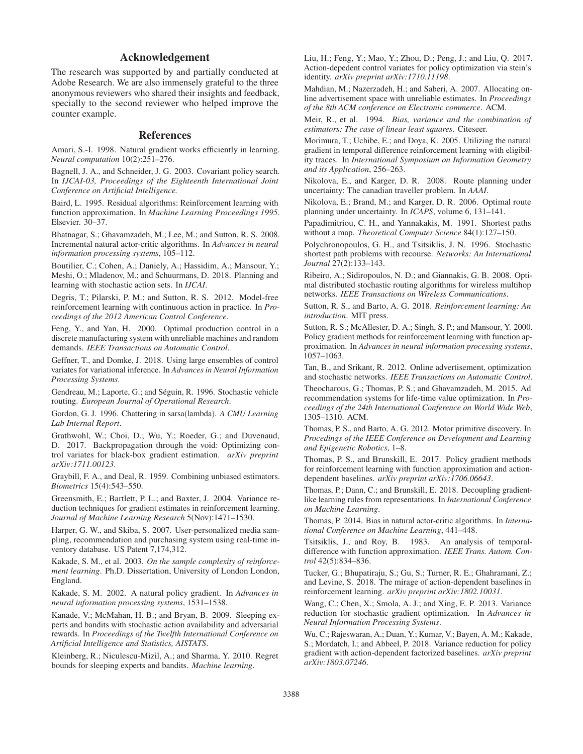## Acknowledgement

The research was supported by and partially conducted at Adobe Research. We are also immensely grateful to the three anonymous reviewers who shared their insights and feedback, specially to the second reviewer who helped improve the counter example.

## References

Amari, S.-I. 1998. Natural gradient works efficiently in learning. *Neural computation* 10(2):251–276.

Bagnell, J. A., and Schneider, J. G. 2003. Covariant policy search. In *IJCAI-03, Proceedings of the Eighteenth International Joint Conference on Artificial Intelligence.*

Baird, L. 1995. Residual algorithms: Reinforcement learning with function approximation. In *Machine Learning Proceedings 1995*. Elsevier. 30–37.

Bhatnagar, S.; Ghavamzadeh, M.; Lee, M.; and Sutton, R. S. 2008. Incremental natural actor-critic algorithms. In *Advances in neural information processing systems*, 105–112.

Boutilier, C.; Cohen, A.; Daniely, A.; Hassidim, A.; Mansour, Y.; Meshi, O.; Mladenov, M.; and Schuurmans, D. 2018. Planning and learning with stochastic action sets. In *IJCAI*.

Degris, T.; Pilarski, P. M.; and Sutton, R. S. 2012. Model-free reinforcement learning with continuous action in practice. In *Proceedings of the 2012 American Control Conference*.

Feng, Y., and Yan, H. 2000. Optimal production control in a discrete manufacturing system with unreliable machines and random demands. *IEEE Transactions on Automatic Control*.

Geffner, T., and Domke, J. 2018. Using large ensembles of control variates for variational inference. In *Advances in Neural Information Processing Systems*.

Gendreau, M.; Laporte, G.; and Séguin, R. 1996. Stochastic vehicle routing. *European Journal of Operational Research*.

Gordon, G. J. 1996. Chattering in sarsa(lambda). *A CMU Learning Lab Internal Report*.

Grathwohl, W.; Choi, D.; Wu, Y.; Roeder, G.; and Duvenaud, D. 2017. Backpropagation through the void: Optimizing control variates for black-box gradient estimation. *arXiv preprint arXiv:1711.00123*.

Graybill, F. A., and Deal, R. 1959. Combining unbiased estimators. *Biometrics* 15(4):543–550.

Greensmith, E.; Bartlett, P. L.; and Baxter, J. 2004. Variance reduction techniques for gradient estimates in reinforcement learning. *Journal of Machine Learning Research* 5(Nov):1471–1530.

Harper, G. W., and Skiba, S. 2007. User-personalized media sampling, recommendation and purchasing system using real-time inventory database. US Patent 7,174,312.

Kakade, S. M., et al. 2003. *On the sample complexity of reinforcement learning*. Ph.D. Dissertation, University of London London, England.

Kakade, S. M. 2002. A natural policy gradient. In *Advances in neural information processing systems*, 1531–1538.

Kanade, V.; McMahan, H. B.; and Bryan, B. 2009. Sleeping experts and bandits with stochastic action availability and adversarial rewards. In *Proceedings of the Twelfth International Conference on Artificial Intelligence and Statistics, AISTATS*.

Kleinberg, R.; Niculescu-Mizil, A.; and Sharma, Y. 2010. Regret bounds for sleeping experts and bandits. *Machine learning*.

Liu, H.; Feng, Y.; Mao, Y.; Zhou, D.; Peng, J.; and Liu, Q. 2017. Action-depedent control variates for policy optimization via stein's identity. *arXiv preprint arXiv:1710.11198*.

Mahdian, M.; Nazerzadeh, H.; and Saberi, A. 2007. Allocating online advertisement space with unreliable estimates. In *Proceedings of the 8th ACM conference on Electronic commerce*. ACM.

Meir, R., et al. 1994. *Bias, variance and the combination of estimators: The case of linear least squares*. Citeseer.

Morimura, T.; Uchibe, E.; and Doya, K. 2005. Utilizing the natural gradient in temporal difference reinforcement learning with eligibility traces. In *International Symposium on Information Geometry and its Application*, 256–263.

Nikolova, E., and Karger, D. R. 2008. Route planning under uncertainty: The canadian traveller problem. In *AAAI*.

Nikolova, E.; Brand, M.; and Karger, D. R. 2006. Optimal route planning under uncertainty. In *ICAPS*, volume 6, 131–141.

Papadimitriou, C. H., and Yannakakis, M. 1991. Shortest paths without a map. *Theoretical Computer Science* 84(1):127–150.

Polychronopoulos, G. H., and Tsitsiklis, J. N. 1996. Stochastic shortest path problems with recourse. *Networks: An International Journal* 27(2):133–143.

Ribeiro, A.; Sidiropoulos, N. D.; and Giannakis, G. B. 2008. Optimal distributed stochastic routing algorithms for wireless multihop networks. *IEEE Transactions on Wireless Communications*.

Sutton, R. S., and Barto, A. G. 2018. *Reinforcement learning: An introduction*. MIT press.

Sutton, R. S.; McAllester, D. A.; Singh, S. P.; and Mansour, Y. 2000. Policy gradient methods for reinforcement learning with function approximation. In *Advances in neural information processing systems*, 1057–1063.

Tan, B., and Srikant, R. 2012. Online advertisement, optimization and stochastic networks. *IEEE Transactions on Automatic Control*.

Theocharous, G.; Thomas, P. S.; and Ghavamzadeh, M. 2015. Ad recommendation systems for life-time value optimization. In *Proceedings of the 24th International Conference on World Wide Web*, 1305–1310. ACM.

Thomas, P. S., and Barto, A. G. 2012. Motor primitive discovery. In *Procedings of the IEEE Conference on Development and Learning and Epigenetic Robotics*, 1–8.

Thomas, P. S., and Brunskill, E. 2017. Policy gradient methods for reinforcement learning with function approximation and action-dependent baselines. *arXiv preprint arXiv:1706.06643*.

Thomas, P.; Dann, C.; and Brunskill, E. 2018. Decoupling gradient-like learning rules from representations. In *International Conference on Machine Learning*.

Thomas, P. 2014. Bias in natural actor-critic algorithms. In *International Conference on Machine Learning*, 441–448.

Tsitsiklis, J., and Roy, B. 1983. An analysis of temporal-difference learning with function approximation. *IEEE Trans. Autom. Control* 42(5):834–836.

Tucker, G.; Bhupatiraju, S.; Gu, S.; Turner, R. E.; Ghahramani, Z.; and Levine, S. 2018. The mirage of action-dependent baselines in reinforcement learning. *arXiv preprint arXiv:1802.10031*.

Wang, C.; Chen, X.; Smola, A. J.; and Xing, E. P. 2013. Variance reduction for stochastic gradient optimization. In *Advances in Neural Information Processing Systems*.

Wu, C.; Rajeswaran, A.; Duan, Y.; Kumar, V.; Bayen, A. M.; Kakade, S.; Mordatch, I.; and Abbeel, P. 2018. Variance reduction for policy gradient with action-dependent factorized baselines. *arXiv preprint arXiv:1803.07246*.